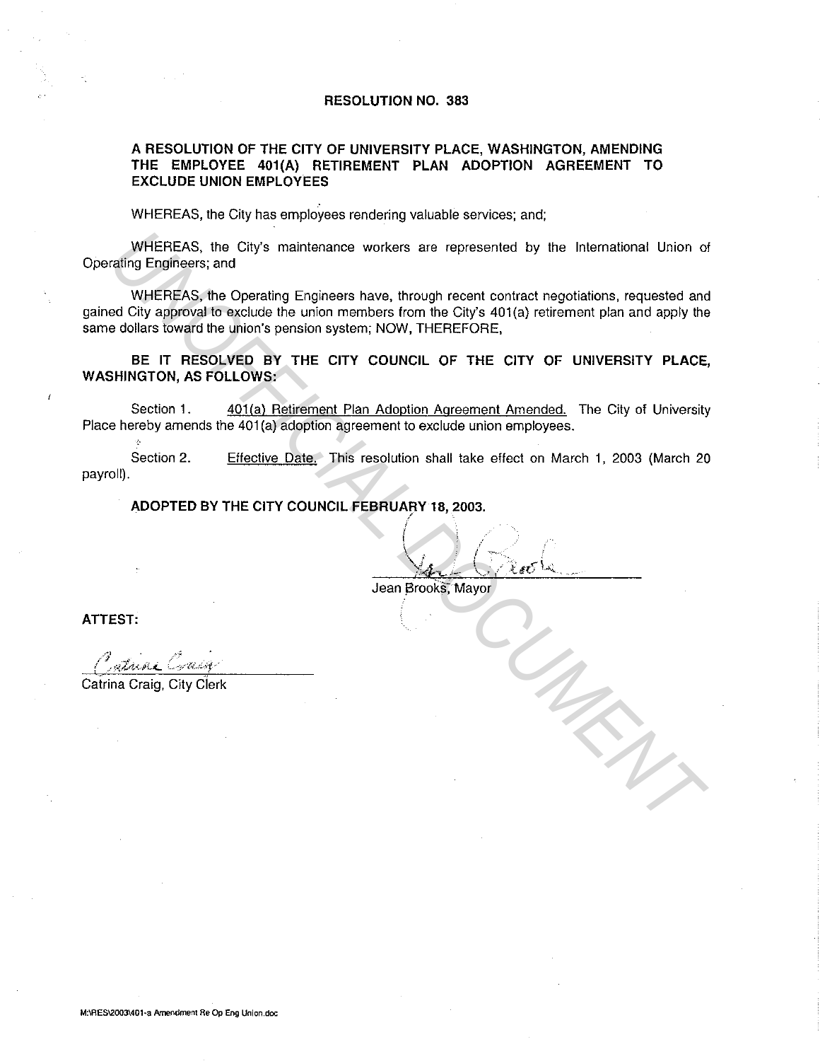# RESOLUTION NO. 383

## A RESOLUTION OF THE CITY OF UNIVERSITY PLACE, WASHINGTON, AMENDING THE EMPLOYEE 401(A) RETIREMENT PLAN ADOPTION AGREEMENT TO EXCLUDE UNION EMPLOYEES

WHEREAS, the City has employees rendering valuable services; and;

WHEREAS, the City's maintenance workers are represented by the International Union of Operating Engineers; and

WHEREAS, the Operating Engineers have, through recent contract negotiations, requested and gained City approval to exclude the union members from the City's 401(a) retirement plan and apply the same dollars toward the union's pension system; NOW, THEREFORE,

**BE IT RESOLVED BY THE CITY COUNCIL OF THE CITY OF UNIVERSITY PLACE, WASHINGTON, AS FOLLOWS:**

Section 1. 401(a) Retirement Plan Adoption Agreement Amended. The City of University Place hereby amends the 401(a) adoption agreement to exclude union employees.

Section 2. Effective Date. This resolution shall take effect on March 1, 2003 (March 20 payroll).

**ADOPTED BY THE CITY COUNCIL FEBRUARY 18, 2003.**

Jean Brooks, Mayor

**ATTEST:**

Catrina Craig, City Clerk

M:\RES\2003\401-a Amendment Re Op Eng Union.doc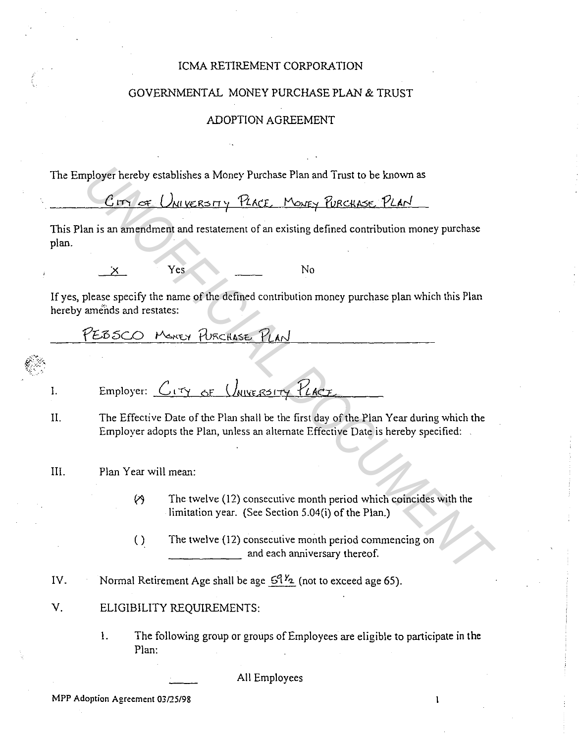ICMA RETIREMENT CORPORATION

GOVERNMENTAL MONEY PURCHASE PLAN & TRUST

ADOPTION AGREEMENT

The Employer hereby establishes a Money Purchase Plan and Trust to be known as

CITY OF UNIVERSITY PLACE MONEY PURCHASE PLAN

This Plan is an amendment and restatement of an existing defined contribution money purchase plan.

\_X\_ Yes \_\_\_\_ No

If yes, please specify the name of the defined contribution money purchase plan which this Plan hereby amends and restates:

PEBSCO MONEY PURCHASE PLAN

I. Employer: CITY OF UNIVERSITY PLACE

II. The Effective Date of the Plan shall be the first day of the Plan Year during which the Employer adopts the Plan, unless an alternate Effective Date is hereby specified:

III. Plan Year will mean:

(X) The twelve (12) consecutive month period which coincides with the limitation year. (See Section 5.04(i) of the Plan.)

( ) The twelve (12) consecutive month period commencing on \_\_\_\_\_\_\_\_\_\_ and each anniversary thereof.

IV. Normal Retirement Age shall be age 59½ (not to exceed age 65).

V. ELIGIBILITY REQUIREMENTS:

1. The following group or groups of Employees are eligible to participate in the Plan:

\_\_\_\_ All Employees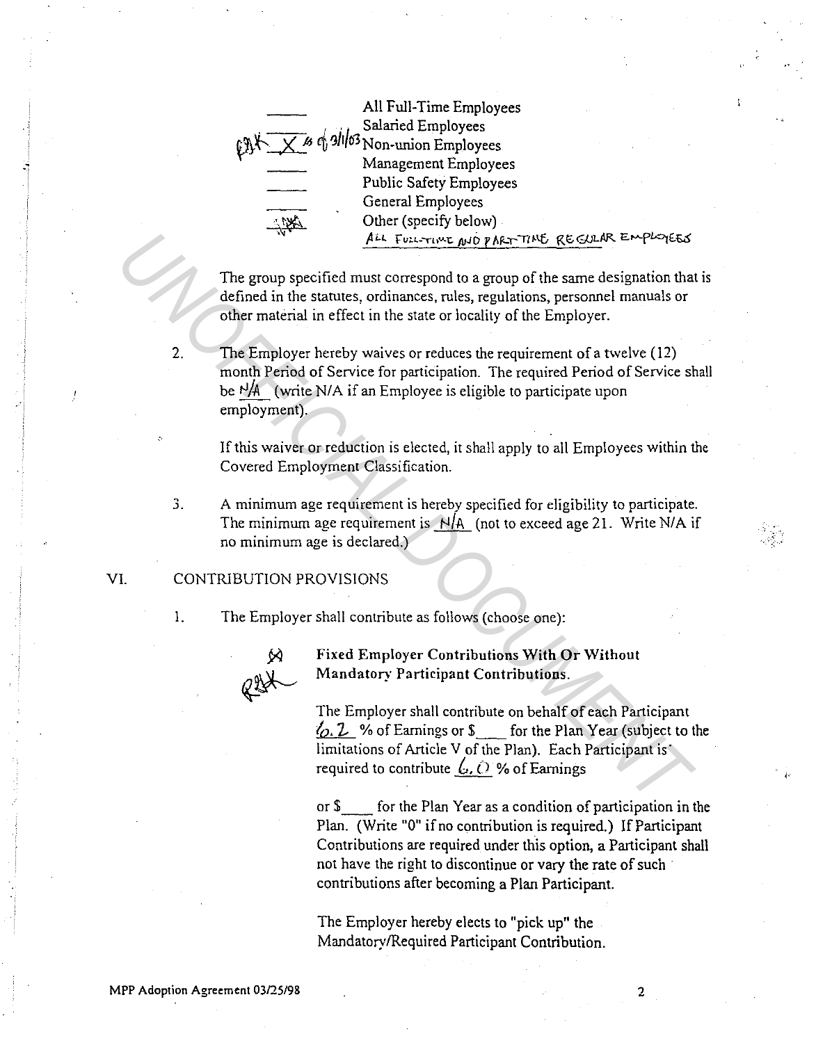_____ All Full-Time Employees
_____ Salaried Employees
RAK __X__ as of 3/1/03 Non-union Employees
_____ Management Employees
_____ Public Safety Employees
_____ General Employees
__RAK__ Other (specify below)
ALL FULL-TIME AND PART-TIME REGULAR EMPLOYEES

The group specified must correspond to a group of the same designation that is defined in the statutes, ordinances, rules, regulations, personnel manuals or other material in effect in the state or locality of the Employer.

2. The Employer hereby waives or reduces the requirement of a twelve (12) month Period of Service for participation. The required Period of Service shall be N/A (write N/A if an Employee is eligible to participate upon employment).

   If this waiver or reduction is elected, it shall apply to all Employees within the Covered Employment Classification.

3. A minimum age requirement is hereby specified for eligibility to participate. The minimum age requirement is N/A (not to exceed age 21. Write N/A if no minimum age is declared.)

VI. CONTRIBUTION PROVISIONS

1. The Employer shall contribute as follows (choose one):

   (X) RAK **Fixed Employer Contributions With Or Without Mandatory Participant Contributions.**

   The Employer shall contribute on behalf of each Participant 6.2 % of Earnings or $____ for the Plan Year (subject to the limitations of Article V of the Plan). Each Participant is required to contribute 6.0 % of Earnings

   or $____ for the Plan Year as a condition of participation in the Plan. (Write "0" if no contribution is required.) If Participant Contributions are required under this option, a Participant shall not have the right to discontinue or vary the rate of such contributions after becoming a Plan Participant.

   The Employer hereby elects to "pick up" the Mandatory/Required Participant Contribution.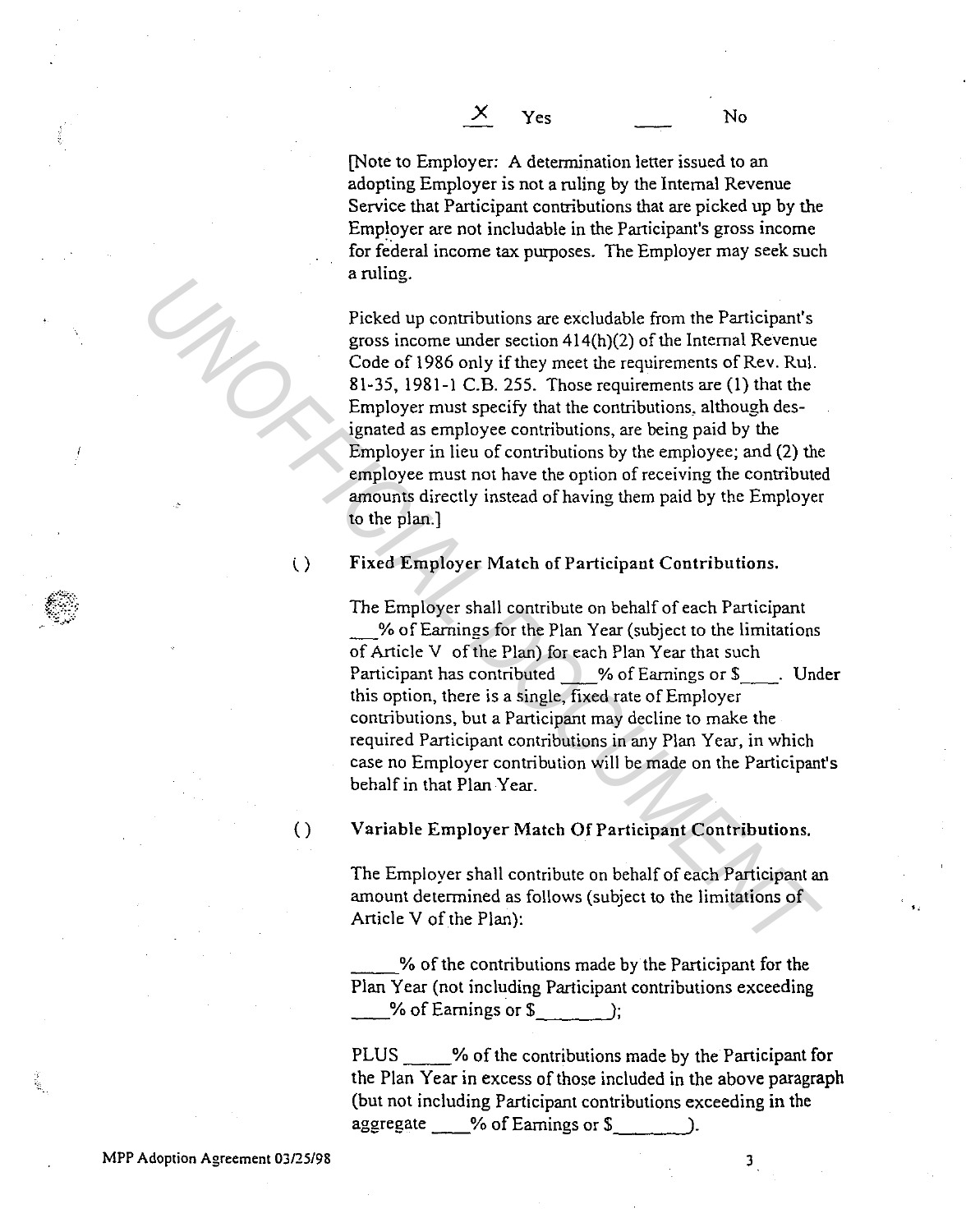X Yes ___ No

[Note to Employer: A determination letter issued to an adopting Employer is not a ruling by the Internal Revenue Service that Participant contributions that are picked up by the Employer are not includable in the Participant's gross income for federal income tax purposes. The Employer may seek such a ruling.

Picked up contributions are excludable from the Participant's gross income under section 414(h)(2) of the Internal Revenue Code of 1986 only if they meet the requirements of Rev. Rul. 81-35, 1981-1 C.B. 255. Those requirements are (1) that the Employer must specify that the contributions, although designated as employee contributions, are being paid by the Employer in lieu of contributions by the employee; and (2) the employee must not have the option of receiving the contributed amounts directly instead of having them paid by the Employer to the plan.]

( ) **Fixed Employer Match of Participant Contributions.**

The Employer shall contribute on behalf of each Participant ___% of Earnings for the Plan Year (subject to the limitations of Article V of the Plan) for each Plan Year that such Participant has contributed ___% of Earnings or $___. Under this option, there is a single, fixed rate of Employer contributions, but a Participant may decline to make the required Participant contributions in any Plan Year, in which case no Employer contribution will be made on the Participant's behalf in that Plan Year.

( ) **Variable Employer Match Of Participant Contributions.**

The Employer shall contribute on behalf of each Participant an amount determined as follows (subject to the limitations of Article V of the Plan):

_____% of the contributions made by the Participant for the Plan Year (not including Participant contributions exceeding ____% of Earnings or $_______);

PLUS _____% of the contributions made by the Participant for the Plan Year in excess of those included in the above paragraph (but not including Participant contributions exceeding in the aggregate ____% of Earnings or $_______).

MPP Adoption Agreement 03/25/98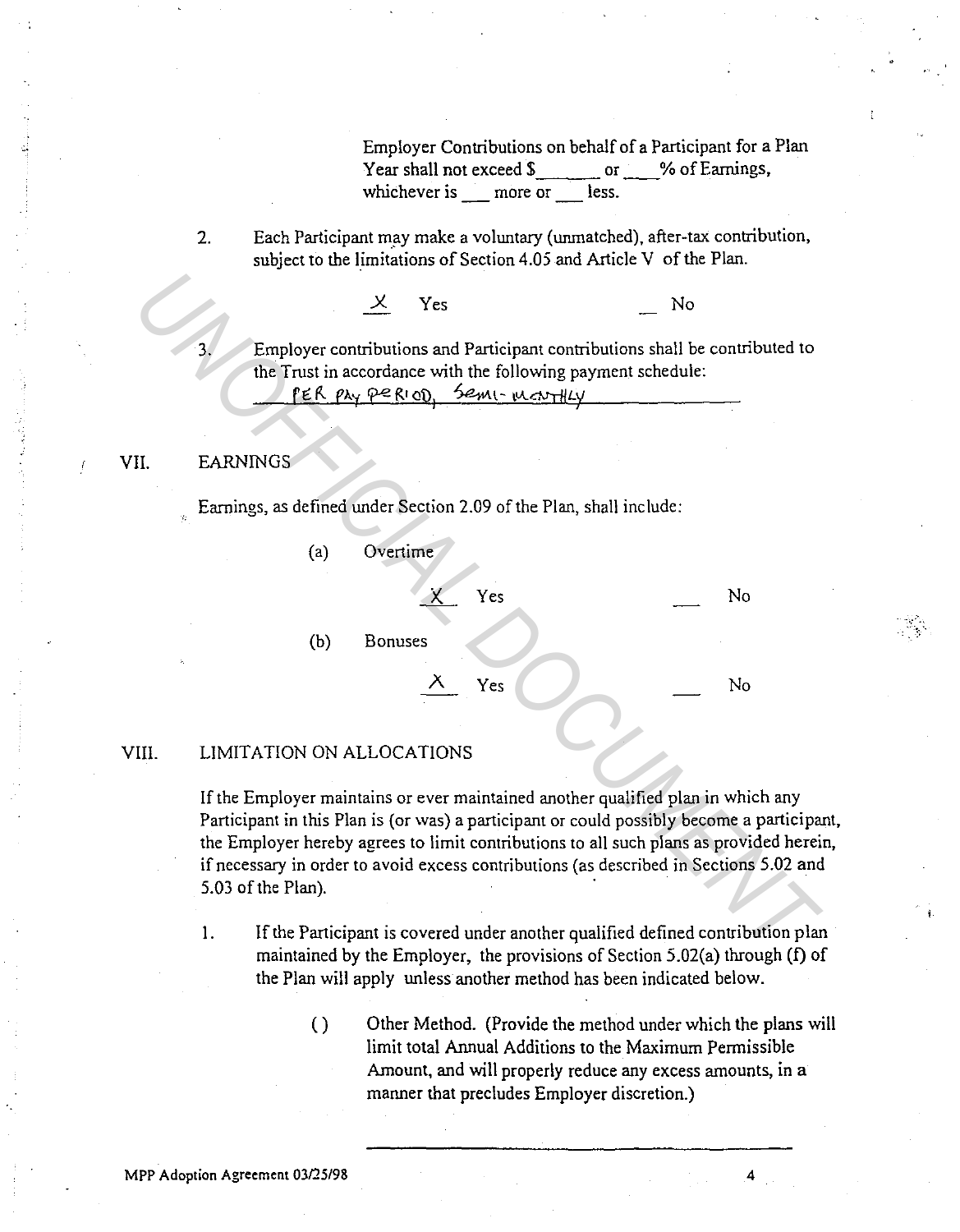Employer Contributions on behalf of a Participant for a Plan Year shall not exceed $_______ or ___% of Earnings, whichever is ___ more or ___ less.

2. Each Participant may make a voluntary (unmatched), after-tax contribution, subject to the limitations of Section 4.05 and Article V of the Plan.

   _X_ Yes     __ No

3. Employer contributions and Participant contributions shall be contributed to the Trust in accordance with the following payment schedule:
   PER PAY PERIOD, SEMI-MONTHLY

VII. EARNINGS

Earnings, as defined under Section 2.09 of the Plan, shall include:

(a) Overtime

   _X_ Yes     ___ No

(b) Bonuses

   _X_ Yes     ___ No

VIII. LIMITATION ON ALLOCATIONS

If the Employer maintains or ever maintained another qualified plan in which any Participant in this Plan is (or was) a participant or could possibly become a participant, the Employer hereby agrees to limit contributions to all such plans as provided herein, if necessary in order to avoid excess contributions (as described in Sections 5.02 and 5.03 of the Plan).

1. If the Participant is covered under another qualified defined contribution plan maintained by the Employer, the provisions of Section 5.02(a) through (f) of the Plan will apply unless another method has been indicated below.

   ( ) Other Method. (Provide the method under which the plans will limit total Annual Additions to the Maximum Permissible Amount, and will properly reduce any excess amounts, in a manner that precludes Employer discretion.)

   ______________________________________

MPP Adoption Agreement 03/25/98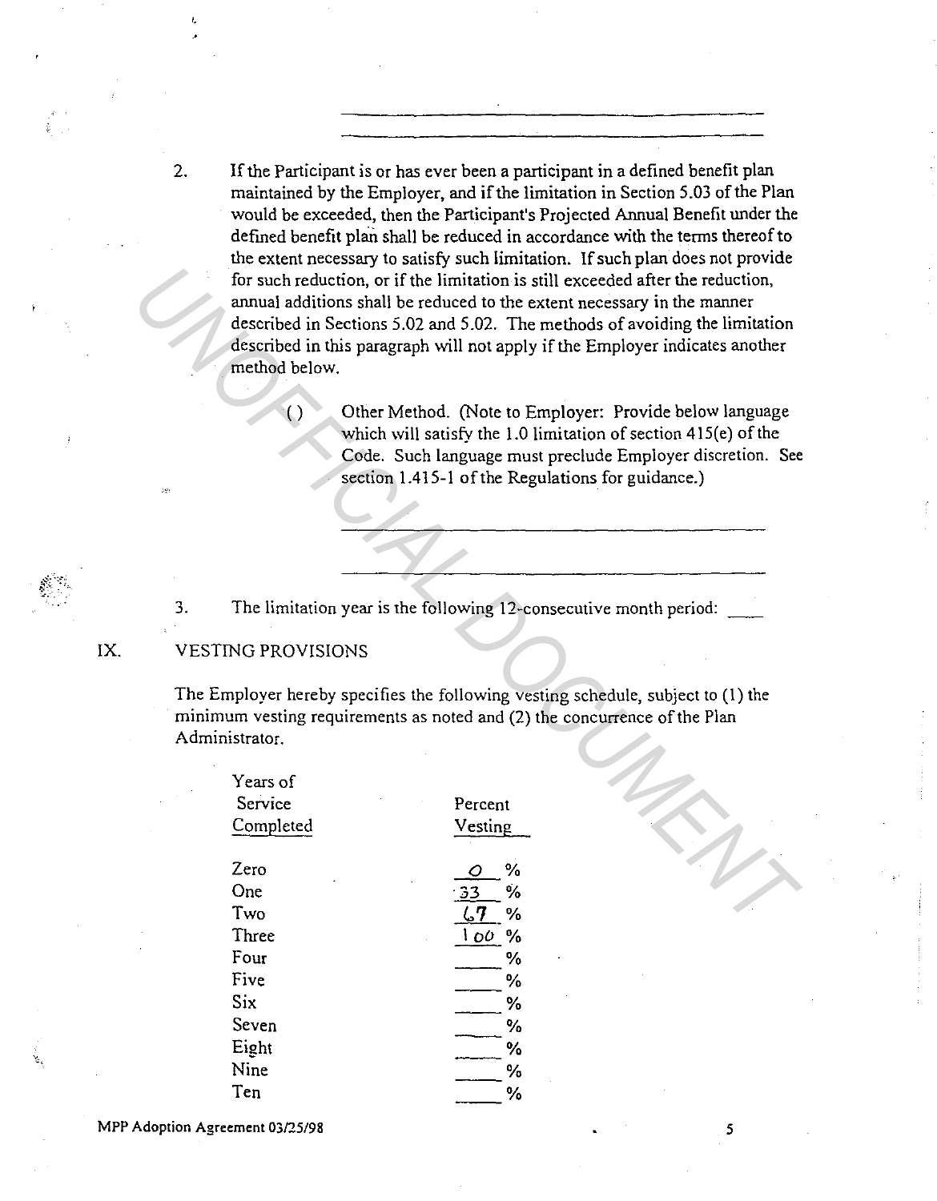2. If the Participant is or has ever been a participant in a defined benefit plan maintained by the Employer, and if the limitation in Section 5.03 of the Plan would be exceeded, then the Participant's Projected Annual Benefit under the defined benefit plan shall be reduced in accordance with the terms thereof to the extent necessary to satisfy such limitation. If such plan does not provide for such reduction, or if the limitation is still exceeded after the reduction, annual additions shall be reduced to the extent necessary in the manner described in Sections 5.02 and 5.02. The methods of avoiding the limitation described in this paragraph will not apply if the Employer indicates another method below.

( ) Other Method. (Note to Employer: Provide below language which will satisfy the 1.0 limitation of section 415(e) of the Code. Such language must preclude Employer discretion. See section 1.415-1 of the Regulations for guidance.)

______________________________________

______________________________________

3. The limitation year is the following 12-consecutive month period: ____

## IX. VESTING PROVISIONS

The Employer hereby specifies the following vesting schedule, subject to (1) the minimum vesting requirements as noted and (2) the concurrence of the Plan Administrator.

| Years of Service Completed | Percent Vesting |
|---|---|
| Zero | 0 % |
| One | 33 % |
| Two | 67 % |
| Three | 100 % |
| Four | ____ % |
| Five | ____ % |
| Six | ____ % |
| Seven | ____ % |
| Eight | ____ % |
| Nine | ____ % |
| Ten | ____ % |

MPP Adoption Agreement 03/25/98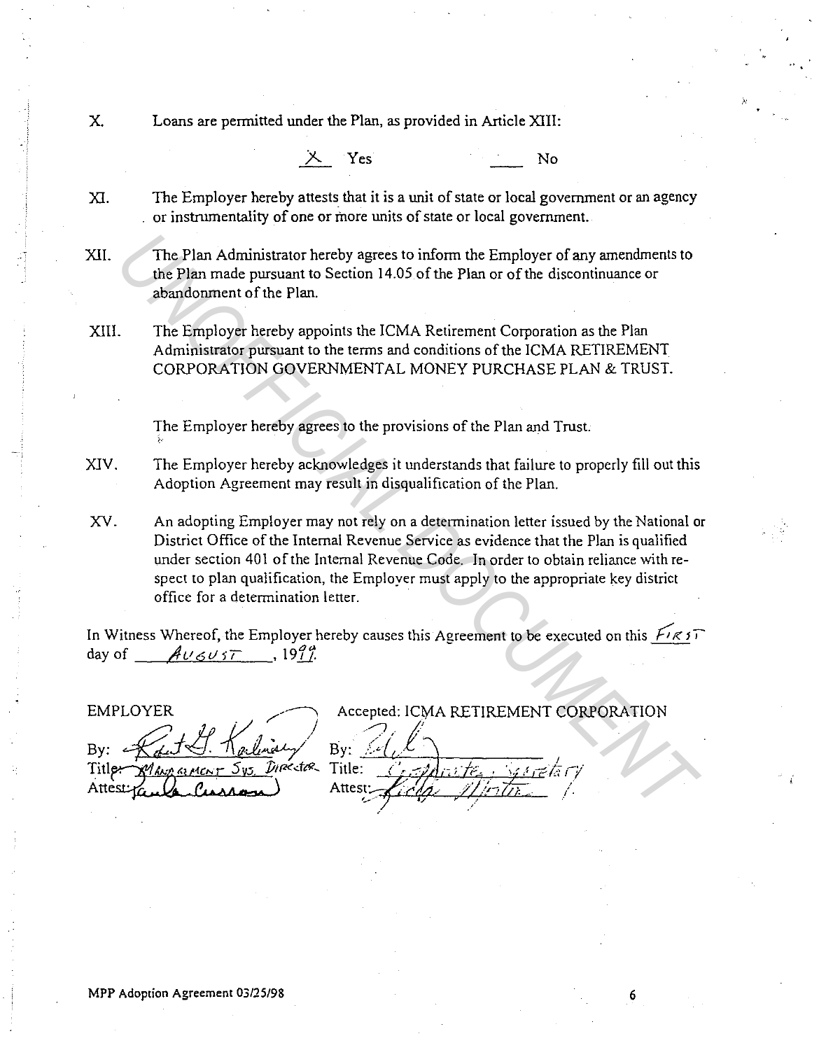X. Loans are permitted under the Plan, as provided in Article XIII:

X Yes ____ No

XI. The Employer hereby attests that it is a unit of state or local government or an agency or instrumentality of one or more units of state or local government.

XII. The Plan Administrator hereby agrees to inform the Employer of any amendments to the Plan made pursuant to Section 14.05 of the Plan or of the discontinuance or abandonment of the Plan.

XIII. The Employer hereby appoints the ICMA Retirement Corporation as the Plan Administrator pursuant to the terms and conditions of the ICMA RETIREMENT CORPORATION GOVERNMENTAL MONEY PURCHASE PLAN & TRUST.

The Employer hereby agrees to the provisions of the Plan and Trust.

XIV. The Employer hereby acknowledges it understands that failure to properly fill out this Adoption Agreement may result in disqualification of the Plan.

XV. An adopting Employer may not rely on a determination letter issued by the National or District Office of the Internal Revenue Service as evidence that the Plan is qualified under section 401 of the Internal Revenue Code. In order to obtain reliance with respect to plan qualification, the Employer must apply to the appropriate key district office for a determination letter.

In Witness Whereof, the Employer hereby causes this Agreement to be executed on this FIRST day of AUGUST, 1999.

| EMPLOYER | Accepted: ICMA RETIREMENT CORPORATION |
|---|---|
| By: Robert G. Kalinsky | By: [signature] |
| Title: MANAGEMENT SVS. DIRECTOR | Title: Corporate Secretary |
| Attest: Paula Curran | Attest: [signature] |

MPP Adoption Agreement 03/25/98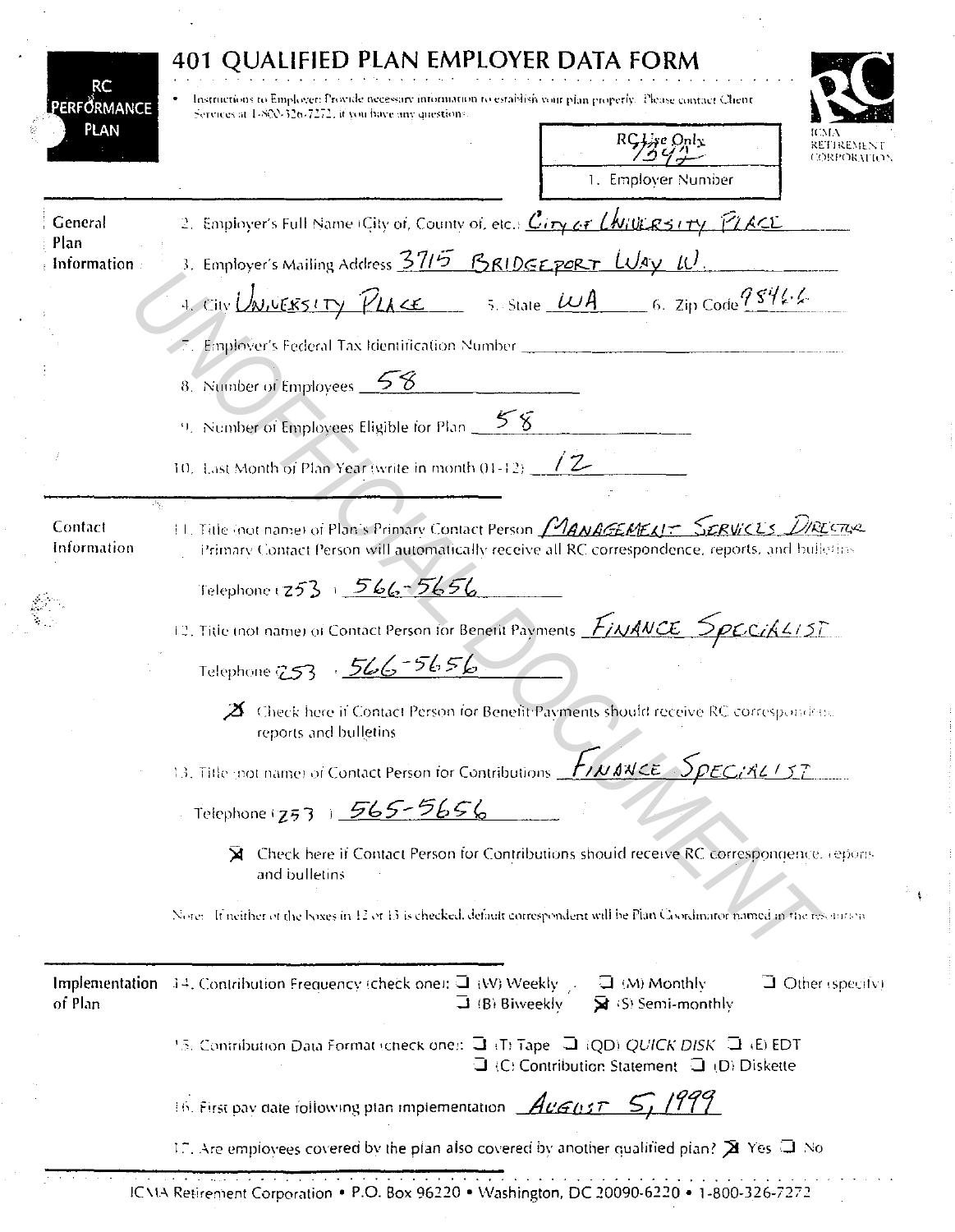RC PERFORMANCE PLAN

# 401 QUALIFIED PLAN EMPLOYER DATA FORM

- Instructions to Employer: Provide necessary information to establish your plan properly. Please contact Client Services at 1-800-326-7272, if you have any questions.

RC Use Only 7342
1. Employer Number

ICMA RETIREMENT CORPORATION

UNOFFICIAL DOCUMENT

**General Plan Information**

2. Employer's Full Name (City of, County of, etc.) CITY OF UNIVERSITY PLACE
3. Employer's Mailing Address 3715 BRIDGEPORT WAY W.
4. City UNIVERSITY PLACE 5. State WA 6. Zip Code 98466
7. Employer's Federal Tax Identification Number ______
8. Number of Employees 58
9. Number of Employees Eligible for Plan 58
10. Last Month of Plan Year (write in month 01-12) 12

**Contact Information**

11. Title (not name) of Plan's Primary Contact Person MANAGEMENT SERVICES DIRECTOR
Primary Contact Person will automatically receive all RC correspondence, reports, and bulletins

Telephone (253) 566-5656

12. Title (not name) of Contact Person for Benefit Payments FINANCE SPECIALIST

Telephone (253) 566-5656

☒ Check here if Contact Person for Benefit Payments should receive RC correspondence, reports and bulletins

13. Title (not name) of Contact Person for Contributions FINANCE SPECIALIST

Telephone (253) 565-5656

☒ Check here if Contact Person for Contributions should receive RC correspondence, reports and bulletins

Note: If neither of the boxes in 12 or 13 is checked, default correspondent will be Plan Coordinator named in the resolution.

**Implementation of Plan**

14. Contribution Frequency (check one): ☐ (W) Weekly ☐ (M) Monthly ☐ Other (specify) ☐ (B) Biweekly ☒ (S) Semi-monthly

15. Contribution Data Format (check one): ☐ (T) Tape ☐ (QD) *QUICK DISK* ☐ (E) EDT ☐ (C) Contribution Statement ☐ (D) Diskette

16. First pay date following plan implementation AUGUST 5, 1999

17. Are employees covered by the plan also covered by another qualified plan? ☒ Yes ☐ No

ICMA Retirement Corporation • P.O. Box 96220 • Washington, DC 20090-6220 • 1-800-326-7272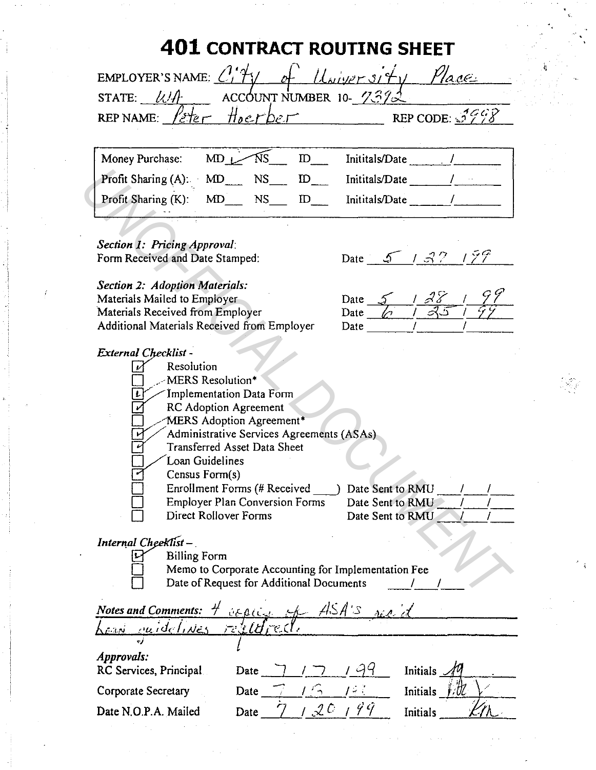# 401 CONTRACT ROUTING SHEET

EMPLOYER'S NAME: City of University Place

STATE: WA ACCOUNT NUMBER 10- 7392

REP NAME: Peter Hoerber REP CODE: 3998

| | | | | |
|---|---|---|---|---|
| Money Purchase: | MD ✓ | NS | ID | Initials/Date ____/____ |
| Profit Sharing (A): | MD | NS | ID | Initials/Date ____/____ |
| Profit Sharing (K): | MD | NS | ID | Initials/Date ____/____ |

*Section 1: Pricing Approval*:

Form Received and Date Stamped: Date 5 / 27 / 99

*Section 2: Adoption Materials:*

Materials Mailed to Employer Date 5 / 28 / 99

Materials Received from Employer Date 6 / 25 / 99

Additional Materials Received from Employer Date ____/____/____

*External Checklist* -

- [x] Resolution
- [ ] MERS Resolution*
- [x] Implementation Data Form
- [x] RC Adoption Agreement
- [ ] MERS Adoption Agreement*
- [x] Administrative Services Agreements (ASAs)
- [x] Transferred Asset Data Sheet
- [ ] Loan Guidelines
- [x] Census Form(s)
- [ ] Enrollment Forms (# Received ____) Date Sent to RMU ____/____/____
- [ ] Employer Plan Conversion Forms Date Sent to RMU ____/____/____
- [ ] Direct Rollover Forms Date Sent to RMU ____/____/____

*Internal Checklist* –

- [x] Billing Form
- [ ] Memo to Corporate Accounting for Implementation Fee
- [ ] Date of Request for Additional Documents ____/____/____

***Notes and Comments:*** 4 copies of ASA's rec'd. Loan guidelines required.

***Approvals:***

| | | |
|---|---|---|
| RC Services, Principal | Date 7 / 7 / 99 | Initials [initials] |
| Corporate Secretary | Date 7 / 15 / 99 | Initials [initials] |
| Date N.O.P.A. Mailed | Date 7 / 20 / 99 | Initials KM |

UNOFFICIAL DOCUMENT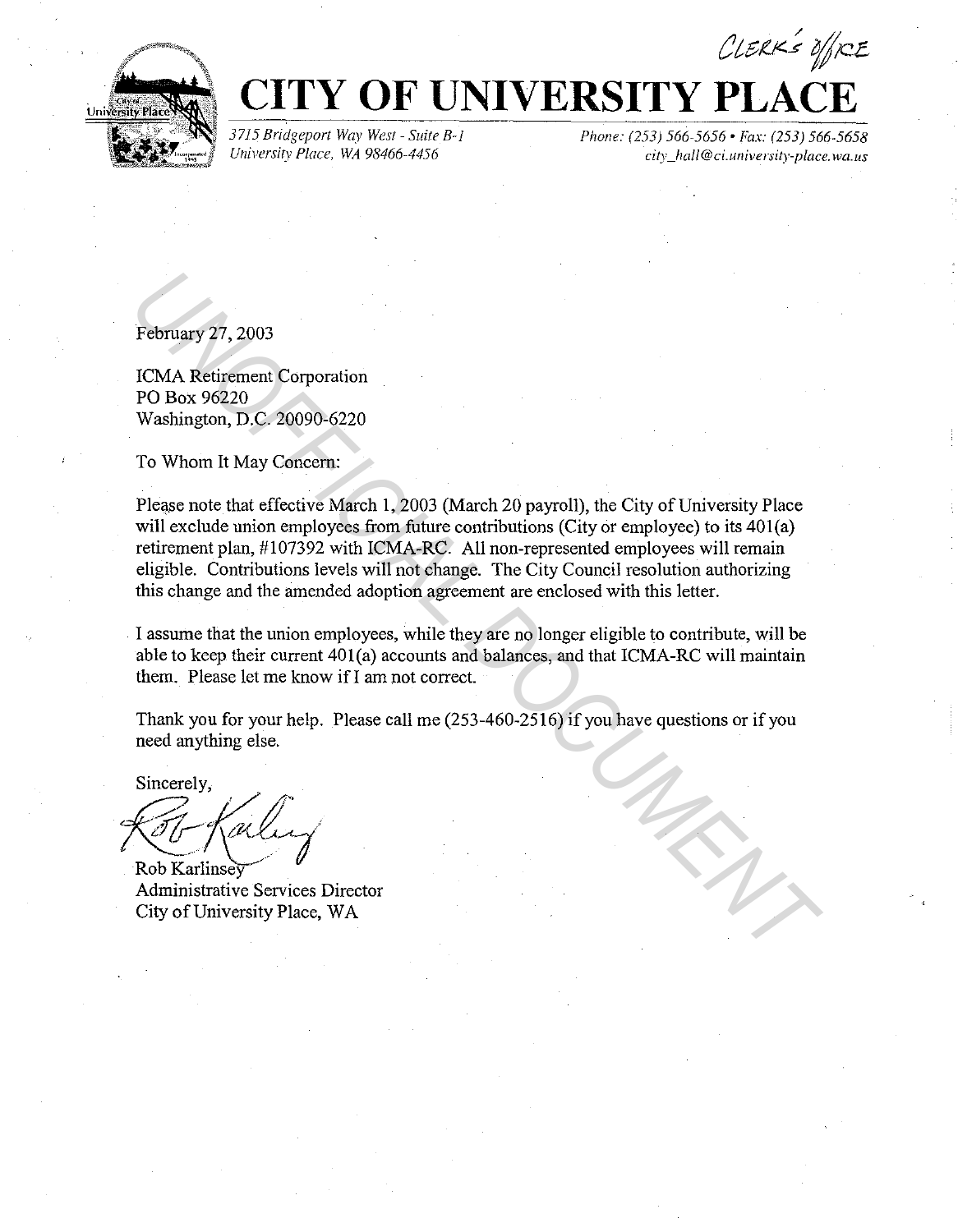CLERK'S OFFICE

# CITY OF UNIVERSITY PLACE

*3715 Bridgeport Way West - Suite B-1*
*University Place, WA 98466-4456*

*Phone: (253) 566-5656 • Fax: (253) 566-5658*
*city_hall@ci.university-place.wa.us*

UNOFFICIAL DOCUMENT

February 27, 2003

ICMA Retirement Corporation
PO Box 96220
Washington, D.C. 20090-6220

To Whom It May Concern:

Please note that effective March 1, 2003 (March 20 payroll), the City of University Place will exclude union employees from future contributions (City or employee) to its 401(a) retirement plan, #107392 with ICMA-RC. All non-represented employees will remain eligible. Contributions levels will not change. The City Council resolution authorizing this change and the amended adoption agreement are enclosed with this letter.

I assume that the union employees, while they are no longer eligible to contribute, will be able to keep their current 401(a) accounts and balances, and that ICMA-RC will maintain them. Please let me know if I am not correct.

Thank you for your help. Please call me (253-460-2516) if you have questions or if you need anything else.

Sincerely,

Rob Karlinsey
Administrative Services Director
City of University Place, WA